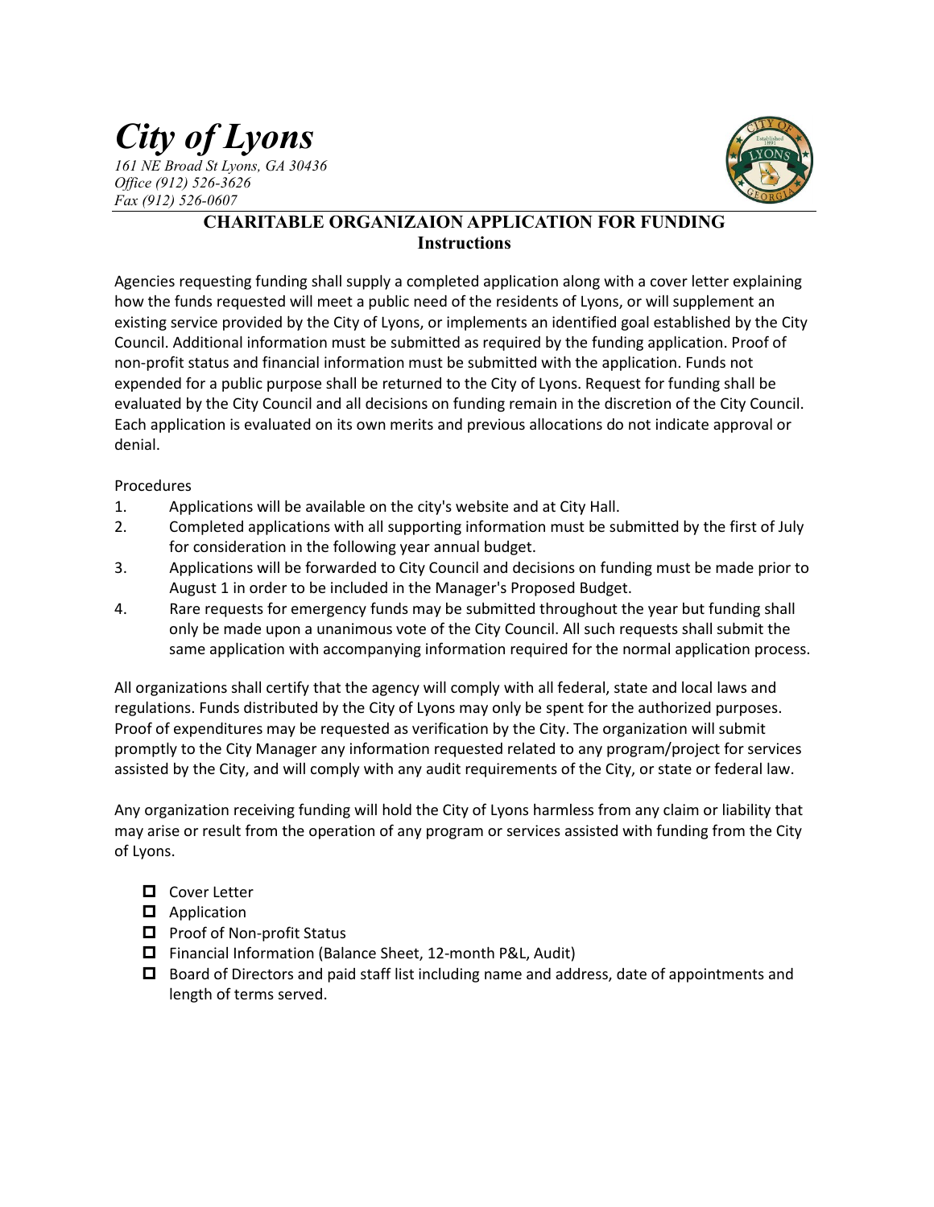# *City of Lyons*

*161 NE Broad St Lyons, GA 30436*
*Office (912) 526-3626*
*Fax (912) 526-0607*

## CHARITABLE ORGANIZAION APPLICATION FOR FUNDING
### Instructions

Agencies requesting funding shall supply a completed application along with a cover letter explaining how the funds requested will meet a public need of the residents of Lyons, or will supplement an existing service provided by the City of Lyons, or implements an identified goal established by the City Council. Additional information must be submitted as required by the funding application. Proof of non-profit status and financial information must be submitted with the application. Funds not expended for a public purpose shall be returned to the City of Lyons. Request for funding shall be evaluated by the City Council and all decisions on funding remain in the discretion of the City Council. Each application is evaluated on its own merits and previous allocations do not indicate approval or denial.

Procedures

1. Applications will be available on the city's website and at City Hall.
2. Completed applications with all supporting information must be submitted by the first of July for consideration in the following year annual budget.
3. Applications will be forwarded to City Council and decisions on funding must be made prior to August 1 in order to be included in the Manager's Proposed Budget.
4. Rare requests for emergency funds may be submitted throughout the year but funding shall only be made upon a unanimous vote of the City Council. All such requests shall submit the same application with accompanying information required for the normal application process.

All organizations shall certify that the agency will comply with all federal, state and local laws and regulations. Funds distributed by the City of Lyons may only be spent for the authorized purposes. Proof of expenditures may be requested as verification by the City. The organization will submit promptly to the City Manager any information requested related to any program/project for services assisted by the City, and will comply with any audit requirements of the City, or state or federal law.

Any organization receiving funding will hold the City of Lyons harmless from any claim or liability that may arise or result from the operation of any program or services assisted with funding from the City of Lyons.

- ☐ Cover Letter
- ☐ Application
- ☐ Proof of Non-profit Status
- ☐ Financial Information (Balance Sheet, 12-month P&L, Audit)
- ☐ Board of Directors and paid staff list including name and address, date of appointments and length of terms served.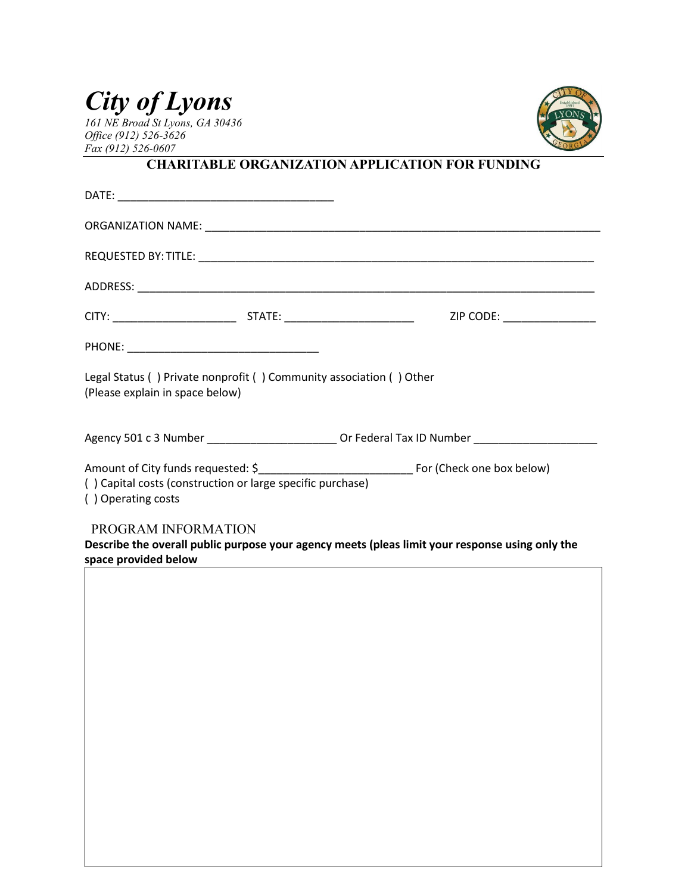# *City of Lyons*

*161 NE Broad St Lyons, GA 30436*
*Office (912) 526-3626*
*Fax (912) 526-0607*

## CHARITABLE ORGANIZATION APPLICATION FOR FUNDING

DATE: ___________________________________

ORGANIZATION NAME: ________________________________________________________________

REQUESTED BY: TITLE: _________________________________________________________________

ADDRESS: __________________________________________________________________________

CITY: ____________________ STATE: _____________________ ZIP CODE: _______________

PHONE: _______________________________

Legal Status ( ) Private nonprofit ( ) Community association ( ) Other
(Please explain in space below)

Agency 501 c 3 Number _____________________ Or Federal Tax ID Number ____________________

Amount of City funds requested: $________________________ For (Check one box below)
( ) Capital costs (construction or large specific purchase)
( ) Operating costs

PROGRAM INFORMATION

**Describe the overall public purpose your agency meets (pleas limit your response using only the space provided below**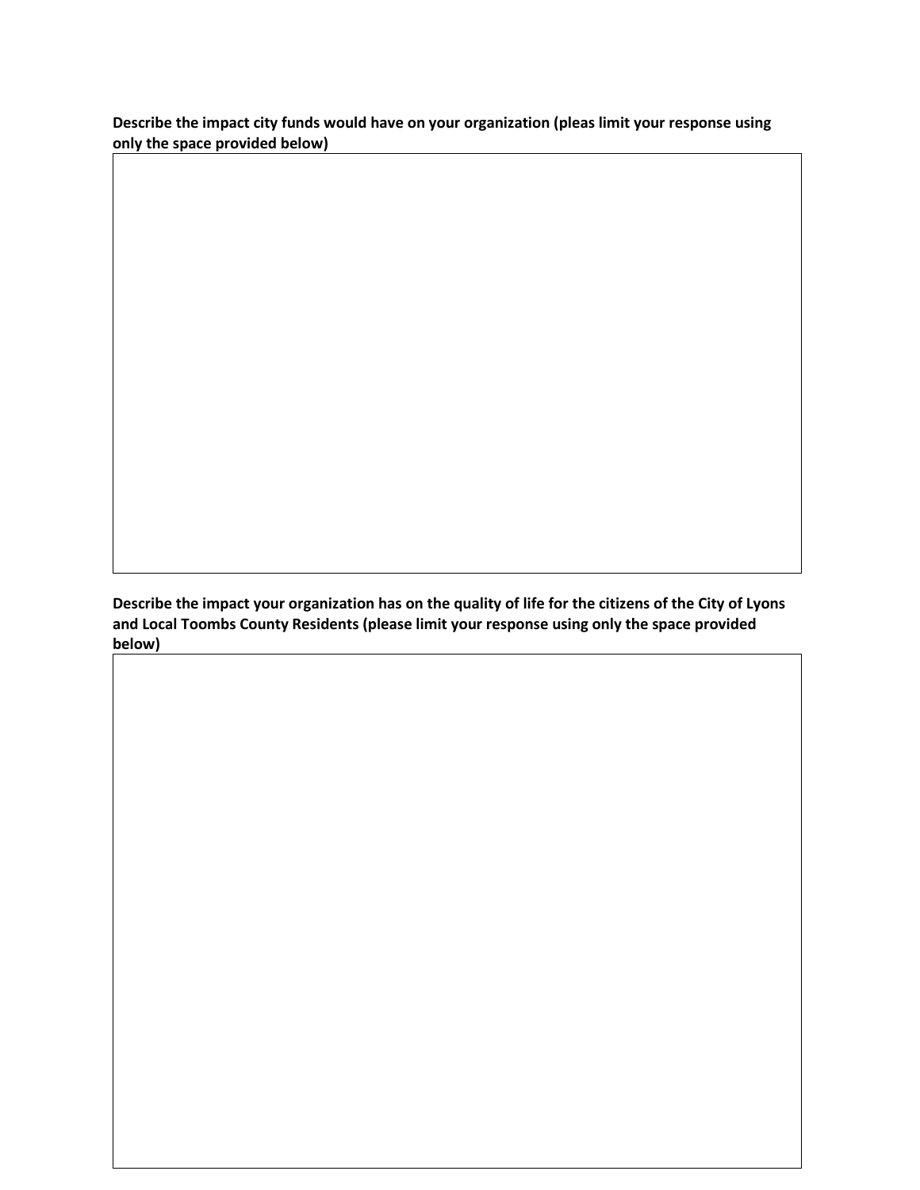**Describe the impact city funds would have on your organization (pleas limit your response using only the space provided below)**

**Describe the impact your organization has on the quality of life for the citizens of the City of Lyons and Local Toombs County Residents (please limit your response using only the space provided below)**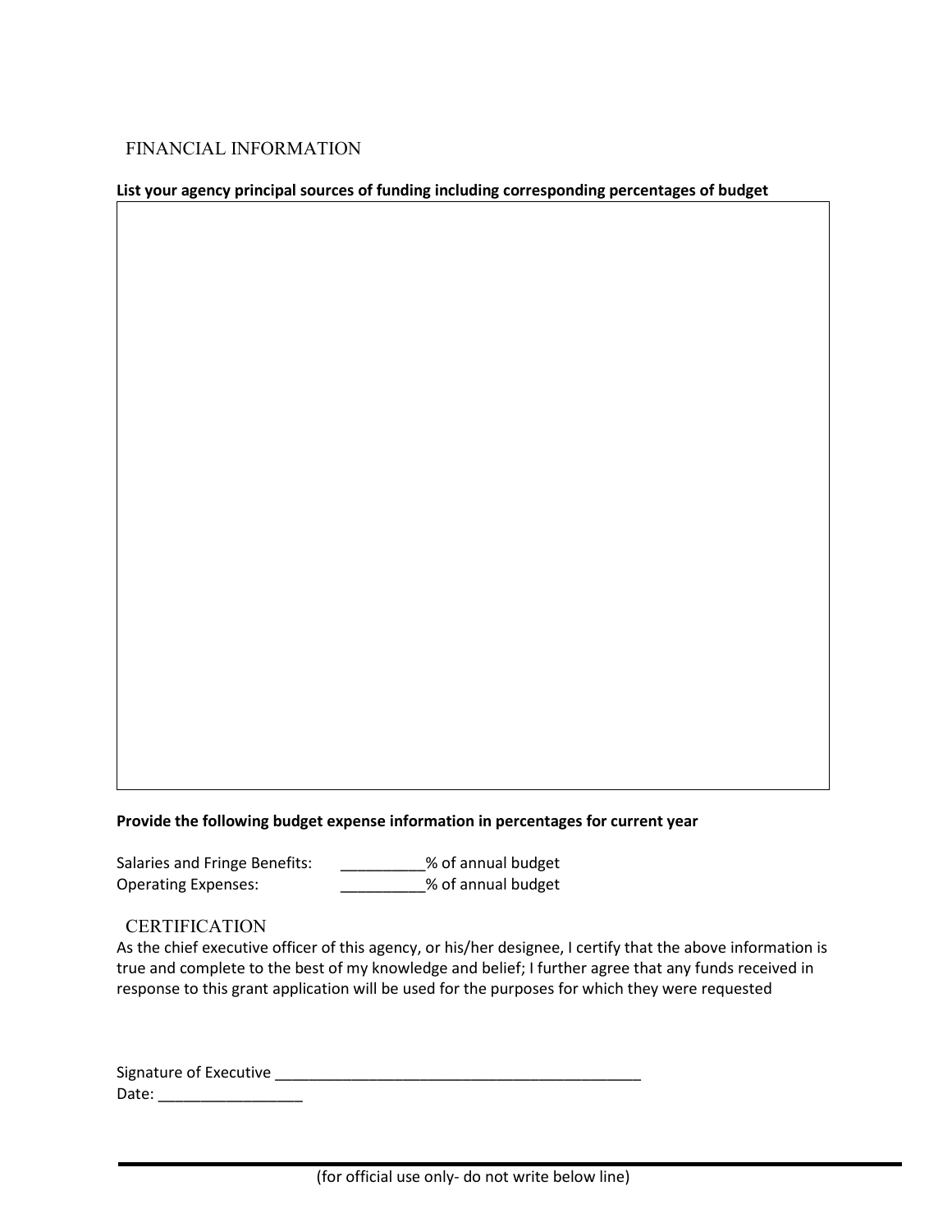## FINANCIAL INFORMATION

**List your agency principal sources of funding including corresponding percentages of budget**

**Provide the following budget expense information in percentages for current year**

Salaries and Fringe Benefits: __________% of annual budget
Operating Expenses: __________% of annual budget

## CERTIFICATION

As the chief executive officer of this agency, or his/her designee, I certify that the above information is true and complete to the best of my knowledge and belief; I further agree that any funds received in response to this grant application will be used for the purposes for which they were requested

Signature of Executive _____________________________________________
Date: _________________

(for official use only- do not write below line)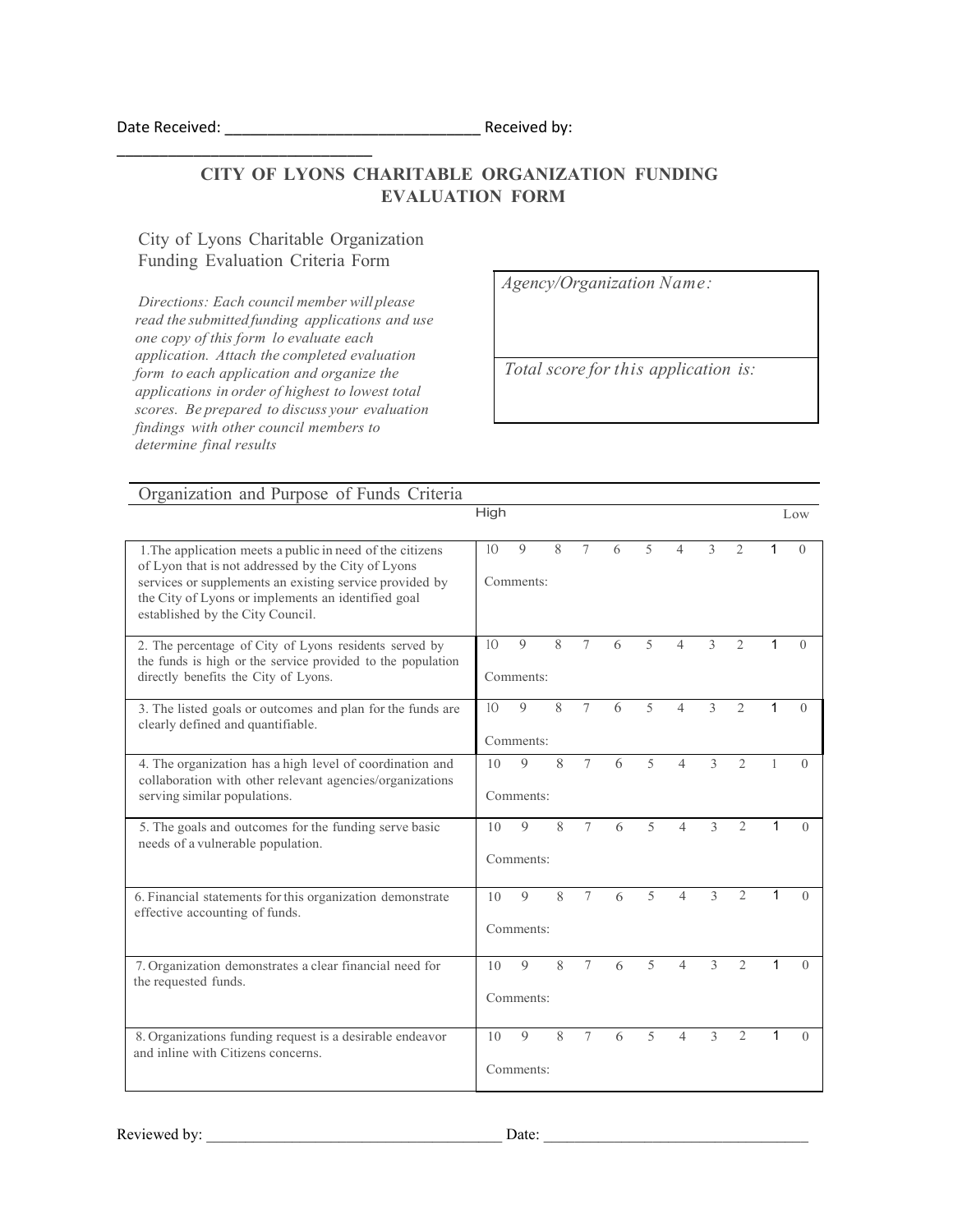Date Received: ______________________________ Received by: ______________________________

# CITY OF LYONS CHARITABLE ORGANIZATION FUNDING EVALUATION FORM

City of Lyons Charitable Organization Funding Evaluation Criteria Form

*Directions: Each council member will please read the submitted funding applications and use one copy of this form lo evaluate each application. Attach the completed evaluation form to each application and organize the applications in order of highest to lowest total scores. Be prepared to discuss your evaluation findings with other council members to determine final results*

| *Agency/Organization Name:* |
|---|
| *Total score for this application is:* |

## Organization and Purpose of Funds Criteria

| | High | | | | | | | | | | Low |
|---|---|---|---|---|---|---|---|---|---|---|---|
| 1. The application meets a public in need of the citizens of Lyon that is not addressed by the City of Lyons services or supplements an existing service provided by the City of Lyons or implements an identified goal established by the City Council. | 10 | 9 | 8 | 7 | 6 | 5 | 4 | 3 | 2 | 1 | 0 |
| | Comments: | | | | | | | | | | |
| 2. The percentage of City of Lyons residents served by the funds is high or the service provided to the population directly benefits the City of Lyons. | 10 | 9 | 8 | 7 | 6 | 5 | 4 | 3 | 2 | 1 | 0 |
| | Comments: | | | | | | | | | | |
| 3. The listed goals or outcomes and plan for the funds are clearly defined and quantifiable. | 10 | 9 | 8 | 7 | 6 | 5 | 4 | 3 | 2 | 1 | 0 |
| | Comments: | | | | | | | | | | |
| 4. The organization has a high level of coordination and collaboration with other relevant agencies/organizations serving similar populations. | 10 | 9 | 8 | 7 | 6 | 5 | 4 | 3 | 2 | 1 | 0 |
| | Comments: | | | | | | | | | | |
| 5. The goals and outcomes for the funding serve basic needs of a vulnerable population. | 10 | 9 | 8 | 7 | 6 | 5 | 4 | 3 | 2 | 1 | 0 |
| | Comments: | | | | | | | | | | |
| 6. Financial statements for this organization demonstrate effective accounting of funds. | 10 | 9 | 8 | 7 | 6 | 5 | 4 | 3 | 2 | 1 | 0 |
| | Comments: | | | | | | | | | | |
| 7. Organization demonstrates a clear financial need for the requested funds. | 10 | 9 | 8 | 7 | 6 | 5 | 4 | 3 | 2 | 1 | 0 |
| | Comments: | | | | | | | | | | |
| 8. Organizations funding request is a desirable endeavor and inline with Citizens concerns. | 10 | 9 | 8 | 7 | 6 | 5 | 4 | 3 | 2 | 1 | 0 |
| | Comments: | | | | | | | | | | |

Reviewed by: ______________________________________ Date: ___________________________________